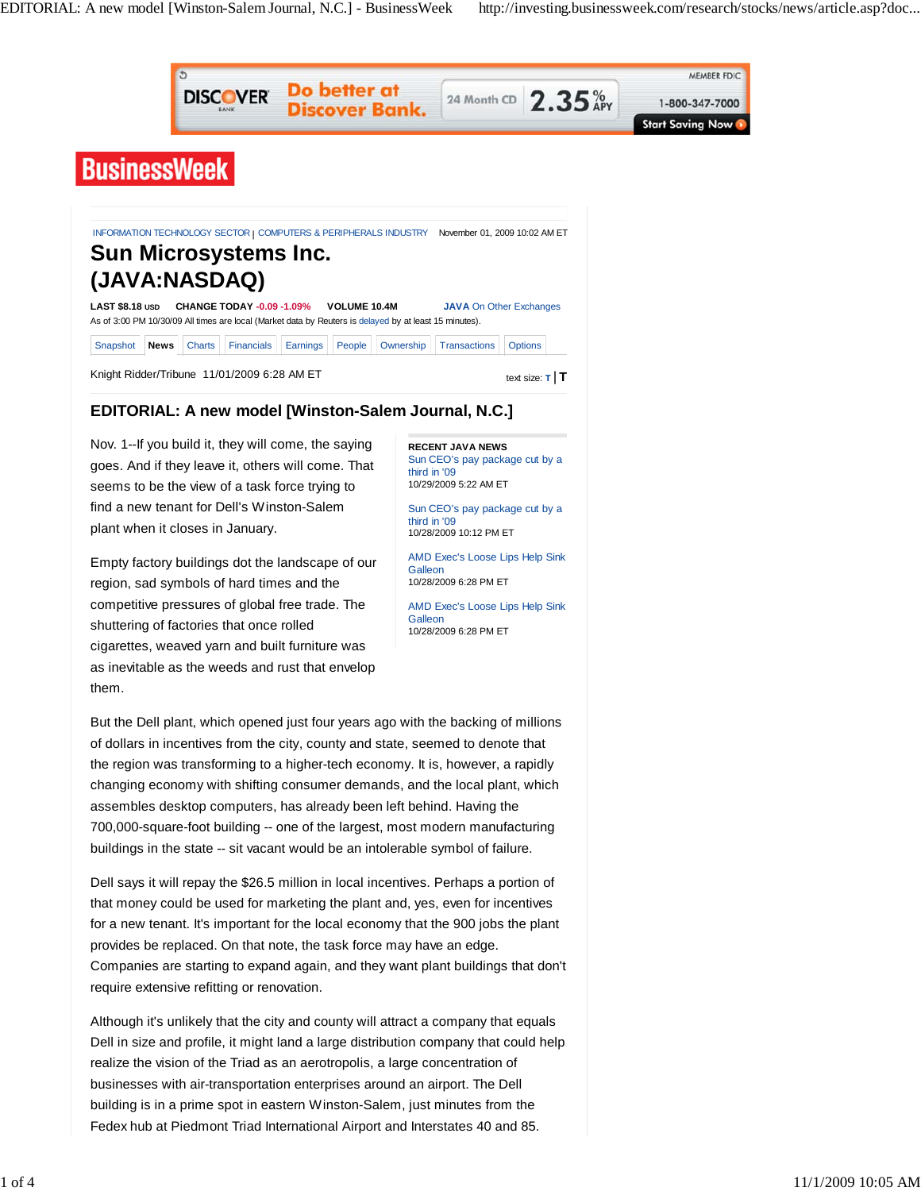INFORMATION TECHNOLOGY SECTOR | COMPUTERS & PERIPHERALS INDUSTRY November 01, 2009 10:02 AM ET

# Sun Microsystems Inc. (JAVA:NASDAQ)

**LAST** $8.18 USD **CHANGE TODAY** -0.09 -1.09% **VOLUME** 10.4M **JAVA** On Other Exchanges

As of 3:00 PM 10/30/09 All times are local (Market data by Reuters is delayed by at least 15 minutes).

Snapshot | **News** | Charts | Financials | Earnings | People | Ownership | Transactions | Options

Knight Ridder/Tribune 11/01/2009 6:28 AM ET

## EDITORIAL: A new model [Winston-Salem Journal, N.C.]

Nov. 1--If you build it, they will come, the saying goes. And if they leave it, others will come. That seems to be the view of a task force trying to find a new tenant for Dell's Winston-Salem plant when it closes in January.

Empty factory buildings dot the landscape of our region, sad symbols of hard times and the competitive pressures of global free trade. The shuttering of factories that once rolled cigarettes, weaved yarn and built furniture was as inevitable as the weeds and rust that envelop them.

But the Dell plant, which opened just four years ago with the backing of millions of dollars in incentives from the city, county and state, seemed to denote that the region was transforming to a higher-tech economy. It is, however, a rapidly changing economy with shifting consumer demands, and the local plant, which assembles desktop computers, has already been left behind. Having the 700,000-square-foot building -- one of the largest, most modern manufacturing buildings in the state -- sit vacant would be an intolerable symbol of failure.

Dell says it will repay the $26.5 million in local incentives. Perhaps a portion of that money could be used for marketing the plant and, yes, even for incentives for a new tenant. It's important for the local economy that the 900 jobs the plant provides be replaced. On that note, the task force may have an edge. Companies are starting to expand again, and they want plant buildings that don't require extensive refitting or renovation.

Although it's unlikely that the city and county will attract a company that equals Dell in size and profile, it might land a large distribution company that could help realize the vision of the Triad as an aerotropolis, a large concentration of businesses with air-transportation enterprises around an airport. The Dell building is in a prime spot in eastern Winston-Salem, just minutes from the Fedex hub at Piedmont Triad International Airport and Interstates 40 and 85.

**RECENT JAVA NEWS**

Sun CEO's pay package cut by a third in '09
10/29/2009 5:22 AM ET

Sun CEO's pay package cut by a third in '09
10/28/2009 10:12 PM ET

AMD Exec's Loose Lips Help Sink Galleon
10/28/2009 6:28 PM ET

AMD Exec's Loose Lips Help Sink Galleon
10/28/2009 6:28 PM ET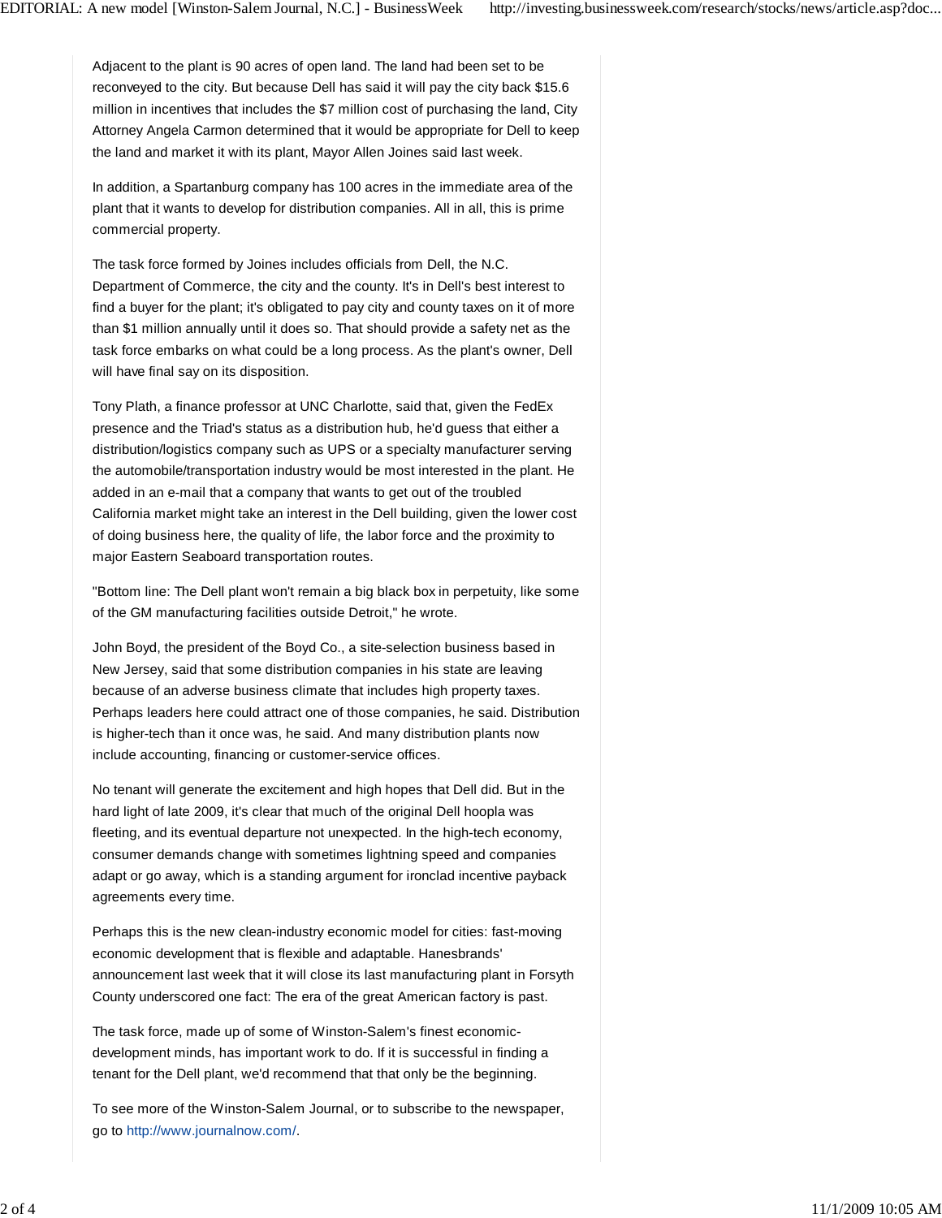Adjacent to the plant is 90 acres of open land. The land had been set to be reconveyed to the city. But because Dell has said it will pay the city back $15.6 million in incentives that includes the $7 million cost of purchasing the land, City Attorney Angela Carmon determined that it would be appropriate for Dell to keep the land and market it with its plant, Mayor Allen Joines said last week.

In addition, a Spartanburg company has 100 acres in the immediate area of the plant that it wants to develop for distribution companies. All in all, this is prime commercial property.

The task force formed by Joines includes officials from Dell, the N.C. Department of Commerce, the city and the county. It's in Dell's best interest to find a buyer for the plant; it's obligated to pay city and county taxes on it of more than $1 million annually until it does so. That should provide a safety net as the task force embarks on what could be a long process. As the plant's owner, Dell will have final say on its disposition.

Tony Plath, a finance professor at UNC Charlotte, said that, given the FedEx presence and the Triad's status as a distribution hub, he'd guess that either a distribution/logistics company such as UPS or a specialty manufacturer serving the automobile/transportation industry would be most interested in the plant. He added in an e-mail that a company that wants to get out of the troubled California market might take an interest in the Dell building, given the lower cost of doing business here, the quality of life, the labor force and the proximity to major Eastern Seaboard transportation routes.

"Bottom line: The Dell plant won't remain a big black box in perpetuity, like some of the GM manufacturing facilities outside Detroit," he wrote.

John Boyd, the president of the Boyd Co., a site-selection business based in New Jersey, said that some distribution companies in his state are leaving because of an adverse business climate that includes high property taxes. Perhaps leaders here could attract one of those companies, he said. Distribution is higher-tech than it once was, he said. And many distribution plants now include accounting, financing or customer-service offices.

No tenant will generate the excitement and high hopes that Dell did. But in the hard light of late 2009, it's clear that much of the original Dell hoopla was fleeting, and its eventual departure not unexpected. In the high-tech economy, consumer demands change with sometimes lightning speed and companies adapt or go away, which is a standing argument for ironclad incentive payback agreements every time.

Perhaps this is the new clean-industry economic model for cities: fast-moving economic development that is flexible and adaptable. Hanesbrands' announcement last week that it will close its last manufacturing plant in Forsyth County underscored one fact: The era of the great American factory is past.

The task force, made up of some of Winston-Salem's finest economic-development minds, has important work to do. If it is successful in finding a tenant for the Dell plant, we'd recommend that that only be the beginning.

To see more of the Winston-Salem Journal, or to subscribe to the newspaper, go to http://www.journalnow.com/.